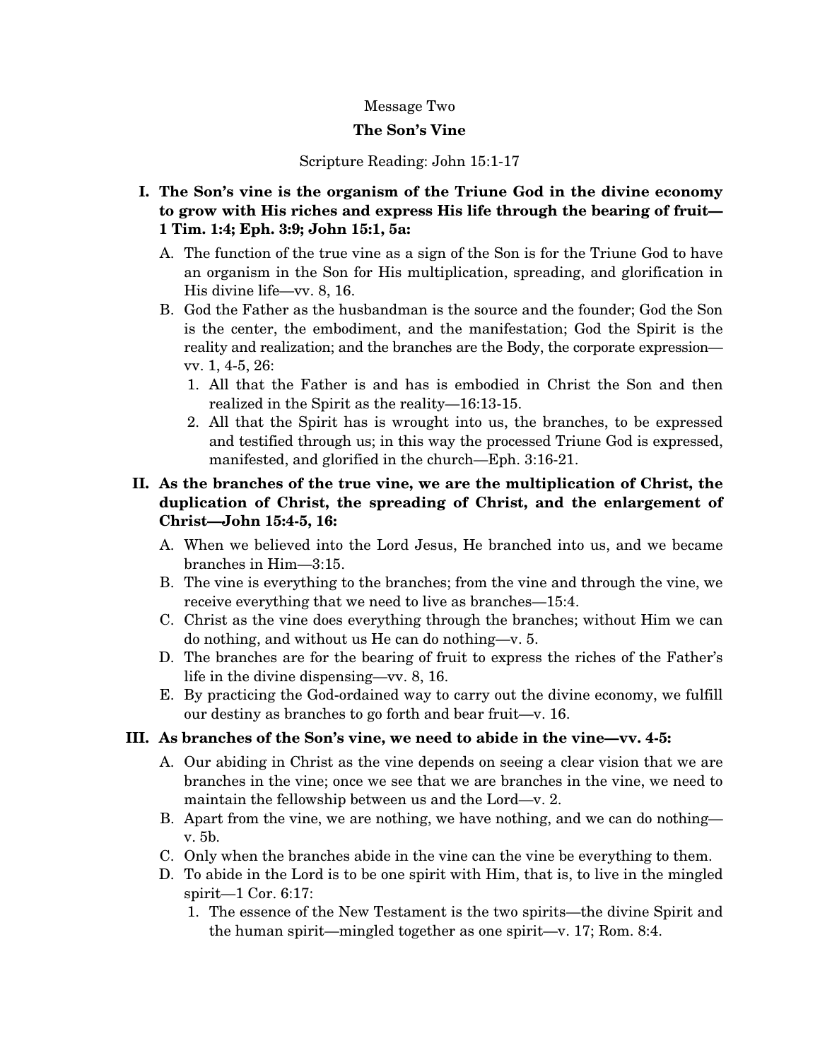Message Two

# The Son's Vine

Scripture Reading: John 15:1-17

**I. The Son's vine is the organism of the Triune God in the divine economy to grow with His riches and express His life through the bearing of fruit—1 Tim. 1:4; Eph. 3:9; John 15:1, 5a:**

A. The function of the true vine as a sign of the Son is for the Triune God to have an organism in the Son for His multiplication, spreading, and glorification in His divine life—vv. 8, 16.

B. God the Father as the husbandman is the source and the founder; God the Son is the center, the embodiment, and the manifestation; God the Spirit is the reality and realization; and the branches are the Body, the corporate expression—vv. 1, 4-5, 26:

1. All that the Father is and has is embodied in Christ the Son and then realized in the Spirit as the reality—16:13-15.
2. All that the Spirit has is wrought into us, the branches, to be expressed and testified through us; in this way the processed Triune God is expressed, manifested, and glorified in the church—Eph. 3:16-21.

**II. As the branches of the true vine, we are the multiplication of Christ, the duplication of Christ, the spreading of Christ, and the enlargement of Christ—John 15:4-5, 16:**

A. When we believed into the Lord Jesus, He branched into us, and we became branches in Him—3:15.

B. The vine is everything to the branches; from the vine and through the vine, we receive everything that we need to live as branches—15:4.

C. Christ as the vine does everything through the branches; without Him we can do nothing, and without us He can do nothing—v. 5.

D. The branches are for the bearing of fruit to express the riches of the Father's life in the divine dispensing—vv. 8, 16.

E. By practicing the God-ordained way to carry out the divine economy, we fulfill our destiny as branches to go forth and bear fruit—v. 16.

**III. As branches of the Son's vine, we need to abide in the vine—vv. 4-5:**

A. Our abiding in Christ as the vine depends on seeing a clear vision that we are branches in the vine; once we see that we are branches in the vine, we need to maintain the fellowship between us and the Lord—v. 2.

B. Apart from the vine, we are nothing, we have nothing, and we can do nothing—v. 5b.

C. Only when the branches abide in the vine can the vine be everything to them.

D. To abide in the Lord is to be one spirit with Him, that is, to live in the mingled spirit—1 Cor. 6:17:

1. The essence of the New Testament is the two spirits—the divine Spirit and the human spirit—mingled together as one spirit—v. 17; Rom. 8:4.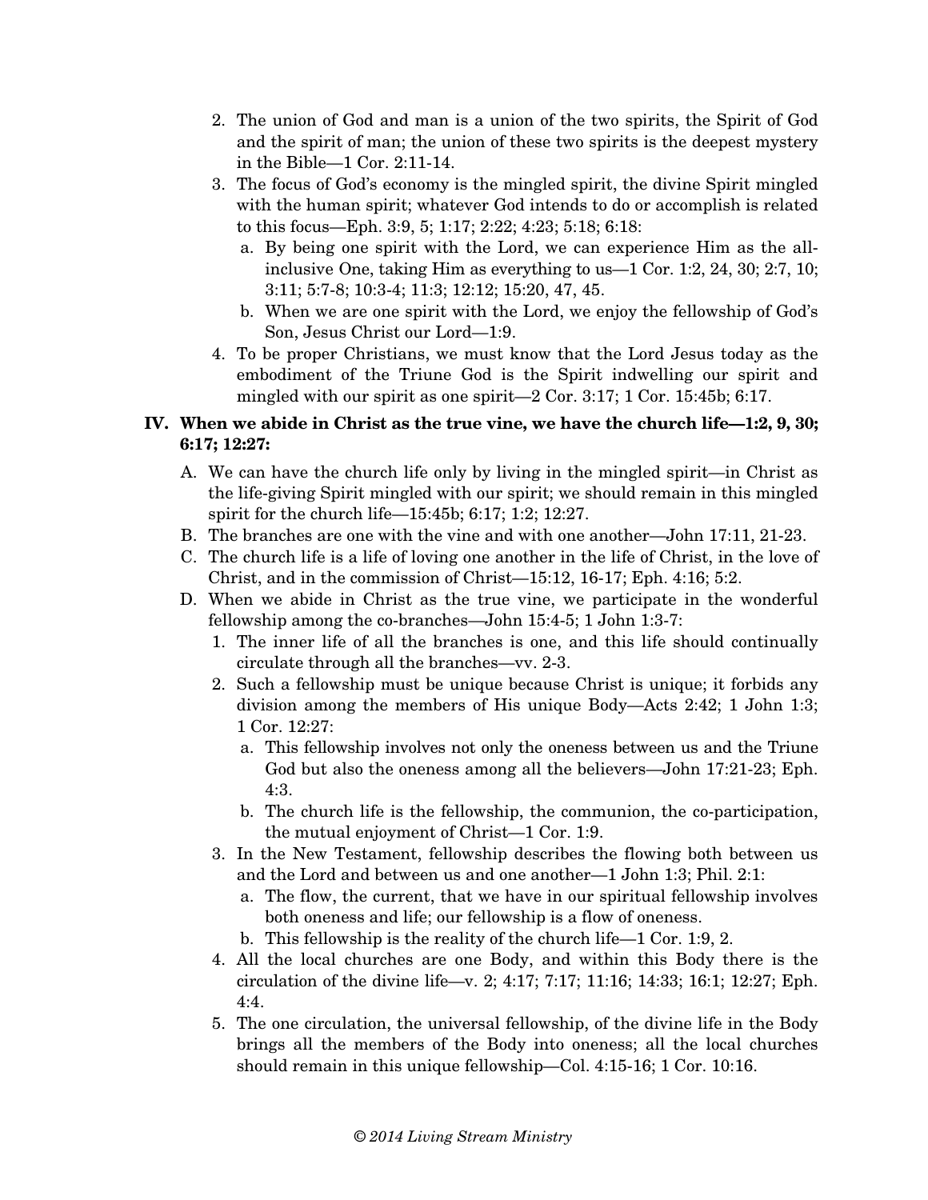2. The union of God and man is a union of the two spirits, the Spirit of God and the spirit of man; the union of these two spirits is the deepest mystery in the Bible—1 Cor. 2:11-14.
3. The focus of God's economy is the mingled spirit, the divine Spirit mingled with the human spirit; whatever God intends to do or accomplish is related to this focus—Eph. 3:9, 5; 1:17; 2:22; 4:23; 5:18; 6:18:
   a. By being one spirit with the Lord, we can experience Him as the all-inclusive One, taking Him as everything to us—1 Cor. 1:2, 24, 30; 2:7, 10; 3:11; 5:7-8; 10:3-4; 11:3; 12:12; 15:20, 47, 45.
   b. When we are one spirit with the Lord, we enjoy the fellowship of God's Son, Jesus Christ our Lord—1:9.
4. To be proper Christians, we must know that the Lord Jesus today as the embodiment of the Triune God is the Spirit indwelling our spirit and mingled with our spirit as one spirit—2 Cor. 3:17; 1 Cor. 15:45b; 6:17.

**IV. When we abide in Christ as the true vine, we have the church life—1:2, 9, 30; 6:17; 12:27:**

A. We can have the church life only by living in the mingled spirit—in Christ as the life-giving Spirit mingled with our spirit; we should remain in this mingled spirit for the church life—15:45b; 6:17; 1:2; 12:27.

B. The branches are one with the vine and with one another—John 17:11, 21-23.

C. The church life is a life of loving one another in the life of Christ, in the love of Christ, and in the commission of Christ—15:12, 16-17; Eph. 4:16; 5:2.

D. When we abide in Christ as the true vine, we participate in the wonderful fellowship among the co-branches—John 15:4-5; 1 John 1:3-7:

1. The inner life of all the branches is one, and this life should continually circulate through all the branches—vv. 2-3.
2. Such a fellowship must be unique because Christ is unique; it forbids any division among the members of His unique Body—Acts 2:42; 1 John 1:3; 1 Cor. 12:27:
   a. This fellowship involves not only the oneness between us and the Triune God but also the oneness among all the believers—John 17:21-23; Eph. 4:3.
   b. The church life is the fellowship, the communion, the co-participation, the mutual enjoyment of Christ—1 Cor. 1:9.
3. In the New Testament, fellowship describes the flowing both between us and the Lord and between us and one another—1 John 1:3; Phil. 2:1:
   a. The flow, the current, that we have in our spiritual fellowship involves both oneness and life; our fellowship is a flow of oneness.
   b. This fellowship is the reality of the church life—1 Cor. 1:9, 2.
4. All the local churches are one Body, and within this Body there is the circulation of the divine life—v. 2; 4:17; 7:17; 11:16; 14:33; 16:1; 12:27; Eph. 4:4.
5. The one circulation, the universal fellowship, of the divine life in the Body brings all the members of the Body into oneness; all the local churches should remain in this unique fellowship—Col. 4:15-16; 1 Cor. 10:16.

*© 2014 Living Stream Ministry*